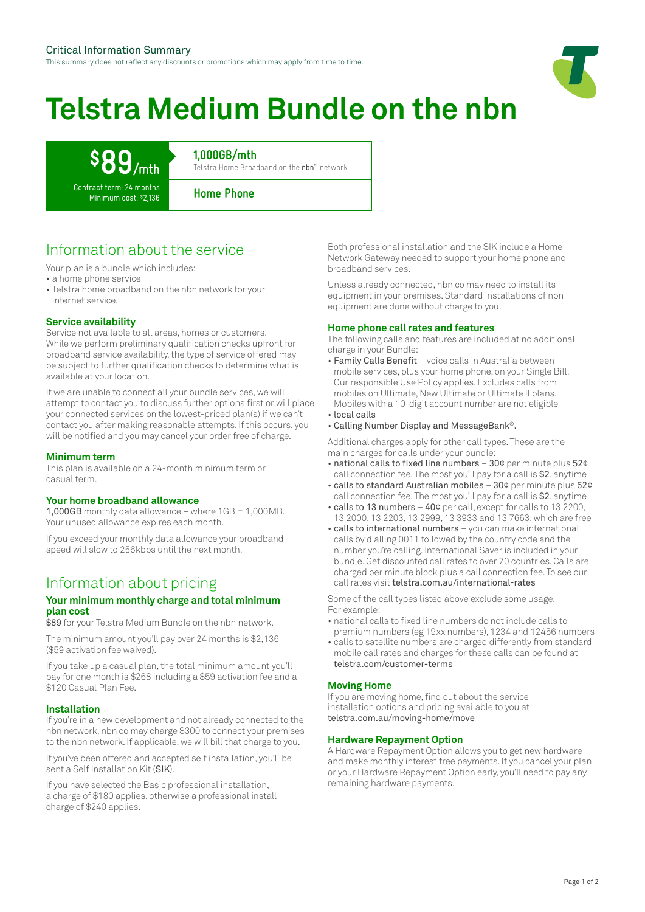Critical Information Summary

This summary does not reflect any discounts or promotions which may apply from time to time.

# Telstra Medium Bundle on the nbn

**$89/mth**

Contract term: 24 months
Minimum cost: $2,136

**1,000GB/mth**
Telstra Home Broadband on the nbn™ network

**Home Phone**

## Information about the service

Your plan is a bundle which includes:

- a home phone service
- Telstra home broadband on the nbn network for your internet service.

### Service availability

Service not available to all areas, homes or customers. While we perform preliminary qualification checks upfront for broadband service availability, the type of service offered may be subject to further qualification checks to determine what is available at your location.

If we are unable to connect all your bundle services, we will attempt to contact you to discuss further options first or will place your connected services on the lowest-priced plan(s) if we can't contact you after making reasonable attempts. If this occurs, you will be notified and you may cancel your order free of charge.

### Minimum term

This plan is available on a 24-month minimum term or casual term.

### Your home broadband allowance

1,000GB monthly data allowance – where 1GB = 1,000MB. Your unused allowance expires each month.

If you exceed your monthly data allowance your broadband speed will slow to 256kbps until the next month.

## Information about pricing

### Your minimum monthly charge and total minimum plan cost

$89 for your Telstra Medium Bundle on the nbn network.

The minimum amount you'll pay over 24 months is $2,136 ($59 activation fee waived).

If you take up a casual plan, the total minimum amount you'll pay for one month is $268 including a $59 activation fee and a $120 Casual Plan Fee.

### Installation

If you're in a new development and not already connected to the nbn network, nbn co may charge $300 to connect your premises to the nbn network. If applicable, we will bill that charge to you.

If you've been offered and accepted self installation, you'll be sent a Self Installation Kit (SIK).

If you have selected the Basic professional installation, a charge of $180 applies, otherwise a professional install charge of $240 applies.

Both professional installation and the SIK include a Home Network Gateway needed to support your home phone and broadband services.

Unless already connected, nbn co may need to install its equipment in your premises. Standard installations of nbn equipment are done without charge to you.

### Home phone call rates and features

The following calls and features are included at no additional charge in your Bundle:

- Family Calls Benefit – voice calls in Australia between mobile services, plus your home phone, on your Single Bill. Our responsible Use Policy applies. Excludes calls from mobiles on Ultimate, New Ultimate or Ultimate II plans. Mobiles with a 10-digit account number are not eligible
- local calls
- Calling Number Display and MessageBank®.

Additional charges apply for other call types. These are the main charges for calls under your bundle:

- national calls to fixed line numbers – 30¢ per minute plus 52¢ call connection fee. The most you'll pay for a call is $2, anytime
- calls to standard Australian mobiles – 30¢ per minute plus 52¢ call connection fee. The most you'll pay for a call is $2, anytime
- calls to 13 numbers – 40¢ per call, except for calls to 13 2200, 13 2000, 13 2203, 13 2999, 13 3933 and 13 7663, which are free
- calls to international numbers – you can make international calls by dialling 0011 followed by the country code and the number you're calling. International Saver is included in your bundle. Get discounted call rates to over 70 countries. Calls are charged per minute block plus a call connection fee. To see our call rates visit telstra.com.au/international-rates

Some of the call types listed above exclude some usage. For example:

- national calls to fixed line numbers do not include calls to premium numbers (eg 19xx numbers), 1234 and 12456 numbers
- calls to satellite numbers are charged differently from standard mobile call rates and charges for these calls can be found at telstra.com/customer-terms

### Moving Home

If you are moving home, find out about the service installation options and pricing available to you at telstra.com.au/moving-home/move

### Hardware Repayment Option

A Hardware Repayment Option allows you to get new hardware and make monthly interest free payments. If you cancel your plan or your Hardware Repayment Option early, you'll need to pay any remaining hardware payments.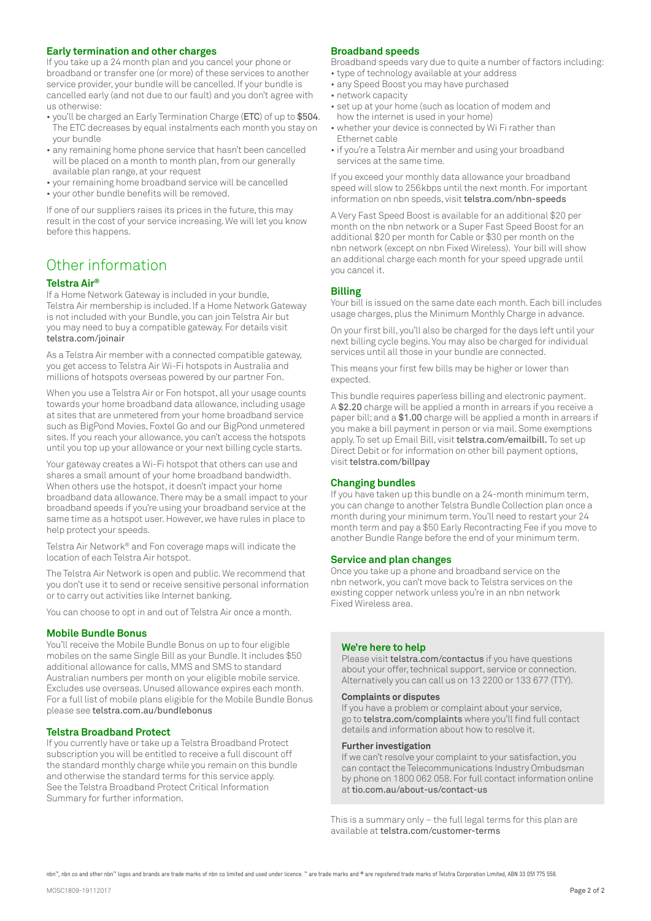### Early termination and other charges

If you take up a 24 month plan and you cancel your phone or broadband or transfer one (or more) of these services to another service provider, your bundle will be cancelled. If your bundle is cancelled early (and not due to our fault) and you don't agree with us otherwise:

- you'll be charged an Early Termination Charge (ETC) of up to $504. The ETC decreases by equal instalments each month you stay on your bundle
- any remaining home phone service that hasn't been cancelled will be placed on a month to month plan, from our generally available plan range, at your request
- your remaining home broadband service will be cancelled
- your other bundle benefits will be removed.

If one of our suppliers raises its prices in the future, this may result in the cost of your service increasing. We will let you know before this happens.

## Other information

### Telstra Air®

If a Home Network Gateway is included in your bundle, Telstra Air membership is included. If a Home Network Gateway is not included with your Bundle, you can join Telstra Air but you may need to buy a compatible gateway. For details visit telstra.com/joinair

As a Telstra Air member with a connected compatible gateway, you get access to Telstra Air Wi-Fi hotspots in Australia and millions of hotspots overseas powered by our partner Fon.

When you use a Telstra Air or Fon hotspot, all your usage counts towards your home broadband data allowance, including usage at sites that are unmetered from your home broadband service such as BigPond Movies, Foxtel Go and our BigPond unmetered sites. If you reach your allowance, you can't access the hotspots until you top up your allowance or your next billing cycle starts.

Your gateway creates a Wi-Fi hotspot that others can use and shares a small amount of your home broadband bandwidth. When others use the hotspot, it doesn't impact your home broadband data allowance. There may be a small impact to your broadband speeds if you're using your broadband service at the same time as a hotspot user. However, we have rules in place to help protect your speeds.

Telstra Air Network® and Fon coverage maps will indicate the location of each Telstra Air hotspot.

The Telstra Air Network is open and public. We recommend that you don't use it to send or receive sensitive personal information or to carry out activities like Internet banking.

You can choose to opt in and out of Telstra Air once a month.

### Mobile Bundle Bonus

You'll receive the Mobile Bundle Bonus on up to four eligible mobiles on the same Single Bill as your Bundle. It includes $50 additional allowance for calls, MMS and SMS to standard Australian numbers per month on your eligible mobile service. Excludes use overseas. Unused allowance expires each month. For a full list of mobile plans eligible for the Mobile Bundle Bonus please see telstra.com.au/bundlebonus

### Telstra Broadband Protect

If you currently have or take up a Telstra Broadband Protect subscription you will be entitled to receive a full discount off the standard monthly charge while you remain on this bundle and otherwise the standard terms for this service apply. See the Telstra Broadband Protect Critical Information Summary for further information.

### Broadband speeds

Broadband speeds vary due to quite a number of factors including:

- type of technology available at your address
- any Speed Boost you may have purchased
- network capacity
- set up at your home (such as location of modem and how the internet is used in your home)
- whether your device is connected by Wi Fi rather than Ethernet cable
- if you're a Telstra Air member and using your broadband services at the same time.

If you exceed your monthly data allowance your broadband speed will slow to 256kbps until the next month. For important information on nbn speeds, visit telstra.com/nbn-speeds

A Very Fast Speed Boost is available for an additional $20 per month on the nbn network or a Super Fast Speed Boost for an additional $20 per month for Cable or $30 per month on the nbn network (except on nbn Fixed Wireless). Your bill will show an additional charge each month for your speed upgrade until you cancel it.

### Billing

Your bill is issued on the same date each month. Each bill includes usage charges, plus the Minimum Monthly Charge in advance.

On your first bill, you'll also be charged for the days left until your next billing cycle begins. You may also be charged for individual services until all those in your bundle are connected.

This means your first few bills may be higher or lower than expected.

This bundle requires paperless billing and electronic payment. A $2.20 charge will be applied a month in arrears if you receive a paper bill; and a $1.00 charge will be applied a month in arrears if you make a bill payment in person or via mail. Some exemptions apply. To set up Email Bill, visit telstra.com/emailbill. To set up Direct Debit or for information on other bill payment options, visit telstra.com/billpay

### Changing bundles

If you have taken up this bundle on a 24-month minimum term, you can change to another Telstra Bundle Collection plan once a month during your minimum term. You'll need to restart your 24 month term and pay a $50 Early Recontracting Fee if you move to another Bundle Range before the end of your minimum term.

### Service and plan changes

Once you take up a phone and broadband service on the nbn network, you can't move back to Telstra services on the existing copper network unless you're in an nbn network Fixed Wireless area.

### We're here to help

Please visit telstra.com/contactus if you have questions about your offer, technical support, service or connection. Alternatively you can call us on 13 2200 or 133 677 (TTY).

**Complaints or disputes**

If you have a problem or complaint about your service, go to telstra.com/complaints where you'll find full contact details and information about how to resolve it.

**Further investigation**

If we can't resolve your complaint to your satisfaction, you can contact the Telecommunications Industry Ombudsman by phone on 1800 062 058. For full contact information online at tio.com.au/about-us/contact-us

This is a summary only – the full legal terms for this plan are available at telstra.com/customer-terms

nbn™, nbn co and other nbn™ logos and brands are trade marks of nbn co limited and used under licence. ™ are trade marks and ® are registered trade marks of Telstra Corporation Limited, ABN 33 051 775 556.

MOSC1809-19112017